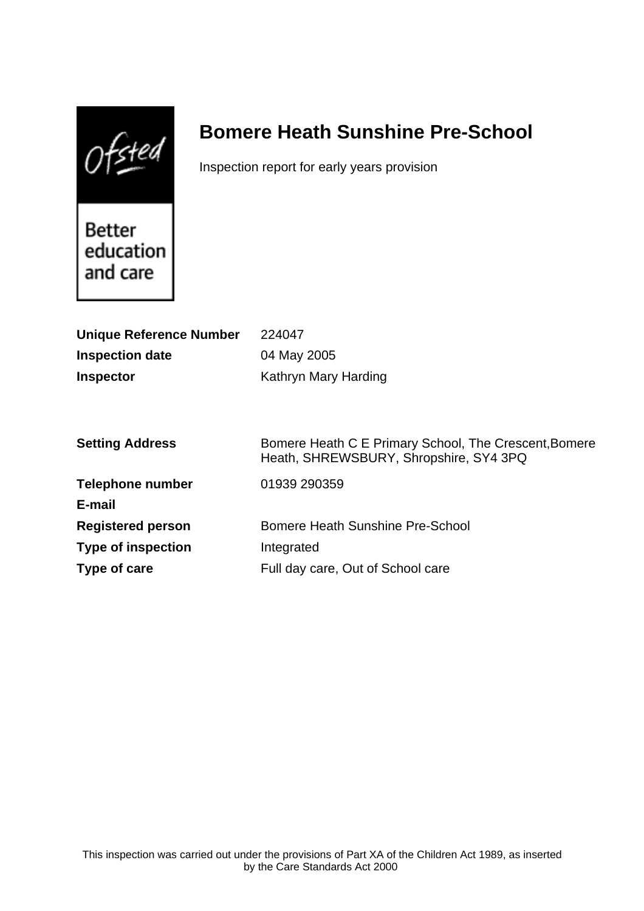# Bomere Heath Sunshine Pre-School

Inspection report for early years provision

| | |
|---|---|
| **Unique Reference Number** | 224047 |
| **Inspection date** | 04 May 2005 |
| **Inspector** | Kathryn Mary Harding |

| | |
|---|---|
| **Setting Address** | Bomere Heath C E Primary School, The Crescent,Bomere Heath, SHREWSBURY, Shropshire, SY4 3PQ |
| **Telephone number** | 01939 290359 |
| **E-mail** | |
| **Registered person** | Bomere Heath Sunshine Pre-School |
| **Type of inspection** | Integrated |
| **Type of care** | Full day care, Out of School care |

This inspection was carried out under the provisions of Part XA of the Children Act 1989, as inserted by the Care Standards Act 2000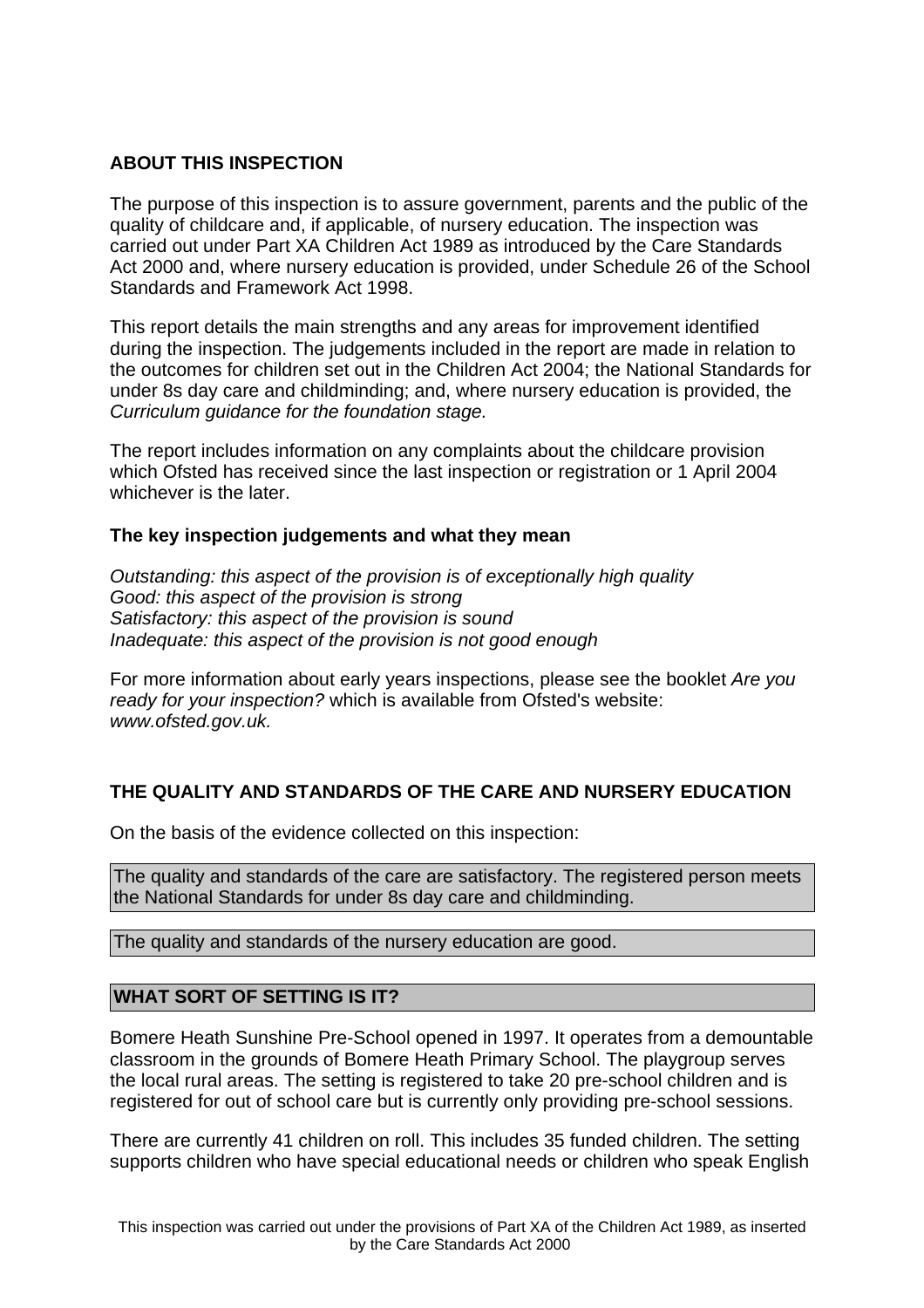## ABOUT THIS INSPECTION

The purpose of this inspection is to assure government, parents and the public of the quality of childcare and, if applicable, of nursery education. The inspection was carried out under Part XA Children Act 1989 as introduced by the Care Standards Act 2000 and, where nursery education is provided, under Schedule 26 of the School Standards and Framework Act 1998.

This report details the main strengths and any areas for improvement identified during the inspection. The judgements included in the report are made in relation to the outcomes for children set out in the Children Act 2004; the National Standards for under 8s day care and childminding; and, where nursery education is provided, the *Curriculum guidance for the foundation stage.*

The report includes information on any complaints about the childcare provision which Ofsted has received since the last inspection or registration or 1 April 2004 whichever is the later.

### The key inspection judgements and what they mean

*Outstanding: this aspect of the provision is of exceptionally high quality*
*Good: this aspect of the provision is strong*
*Satisfactory: this aspect of the provision is sound*
*Inadequate: this aspect of the provision is not good enough*

For more information about early years inspections, please see the booklet *Are you ready for your inspection?* which is available from Ofsted's website: *www.ofsted.gov.uk.*

## THE QUALITY AND STANDARDS OF THE CARE AND NURSERY EDUCATION

On the basis of the evidence collected on this inspection:

The quality and standards of the care are satisfactory. The registered person meets the National Standards for under 8s day care and childminding.

The quality and standards of the nursery education are good.

## WHAT SORT OF SETTING IS IT?

Bomere Heath Sunshine Pre-School opened in 1997. It operates from a demountable classroom in the grounds of Bomere Heath Primary School. The playgroup serves the local rural areas. The setting is registered to take 20 pre-school children and is registered for out of school care but is currently only providing pre-school sessions.

There are currently 41 children on roll. This includes 35 funded children. The setting supports children who have special educational needs or children who speak English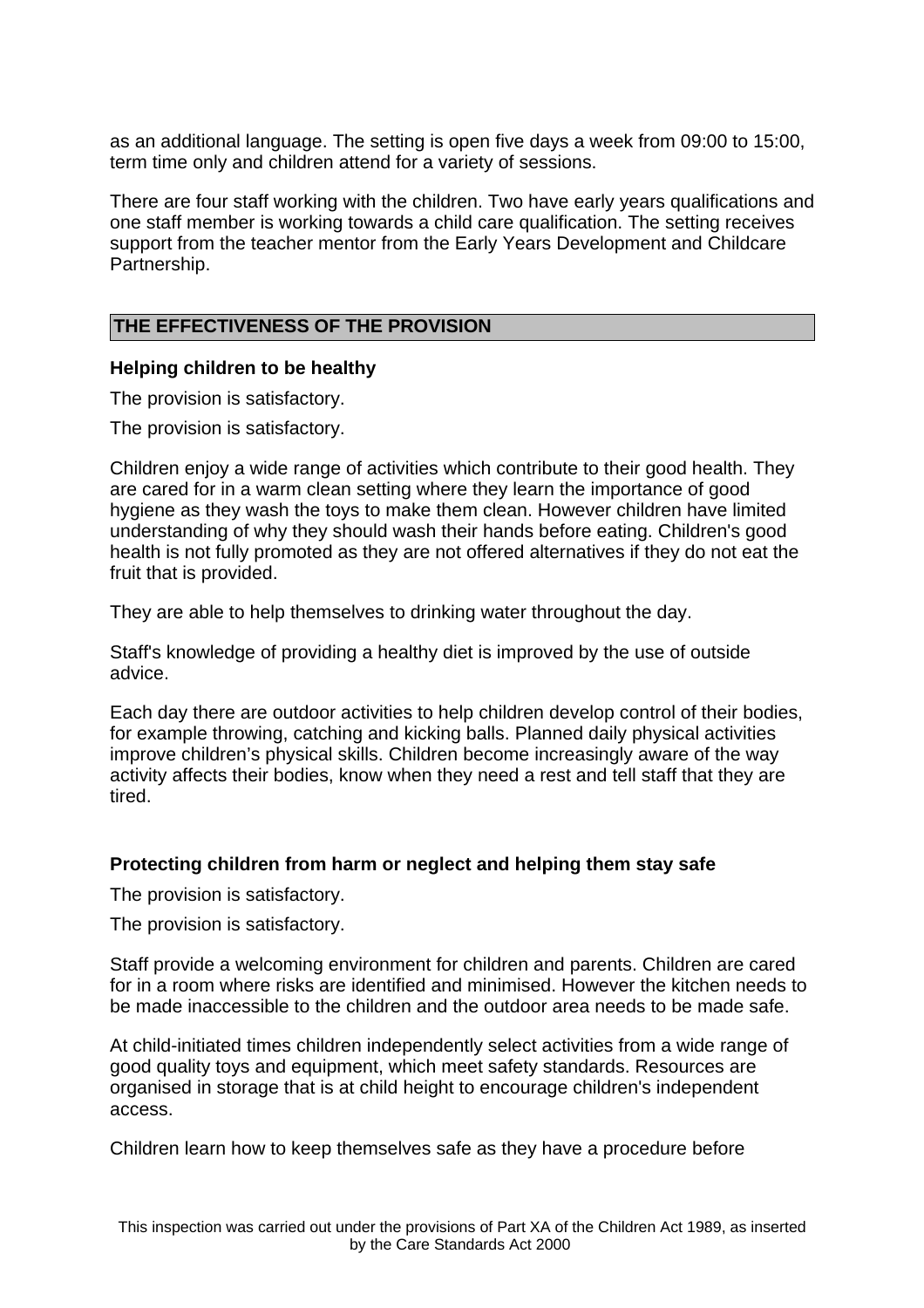as an additional language. The setting is open five days a week from 09:00 to 15:00, term time only and children attend for a variety of sessions.

There are four staff working with the children. Two have early years qualifications and one staff member is working towards a child care qualification. The setting receives support from the teacher mentor from the Early Years Development and Childcare Partnership.

## THE EFFECTIVENESS OF THE PROVISION

### Helping children to be healthy

The provision is satisfactory.

The provision is satisfactory.

Children enjoy a wide range of activities which contribute to their good health. They are cared for in a warm clean setting where they learn the importance of good hygiene as they wash the toys to make them clean. However children have limited understanding of why they should wash their hands before eating. Children's good health is not fully promoted as they are not offered alternatives if they do not eat the fruit that is provided.

They are able to help themselves to drinking water throughout the day.

Staff's knowledge of providing a healthy diet is improved by the use of outside advice.

Each day there are outdoor activities to help children develop control of their bodies, for example throwing, catching and kicking balls. Planned daily physical activities improve children's physical skills. Children become increasingly aware of the way activity affects their bodies, know when they need a rest and tell staff that they are tired.

### Protecting children from harm or neglect and helping them stay safe

The provision is satisfactory.

The provision is satisfactory.

Staff provide a welcoming environment for children and parents. Children are cared for in a room where risks are identified and minimised. However the kitchen needs to be made inaccessible to the children and the outdoor area needs to be made safe.

At child-initiated times children independently select activities from a wide range of good quality toys and equipment, which meet safety standards. Resources are organised in storage that is at child height to encourage children's independent access.

Children learn how to keep themselves safe as they have a procedure before

This inspection was carried out under the provisions of Part XA of the Children Act 1989, as inserted by the Care Standards Act 2000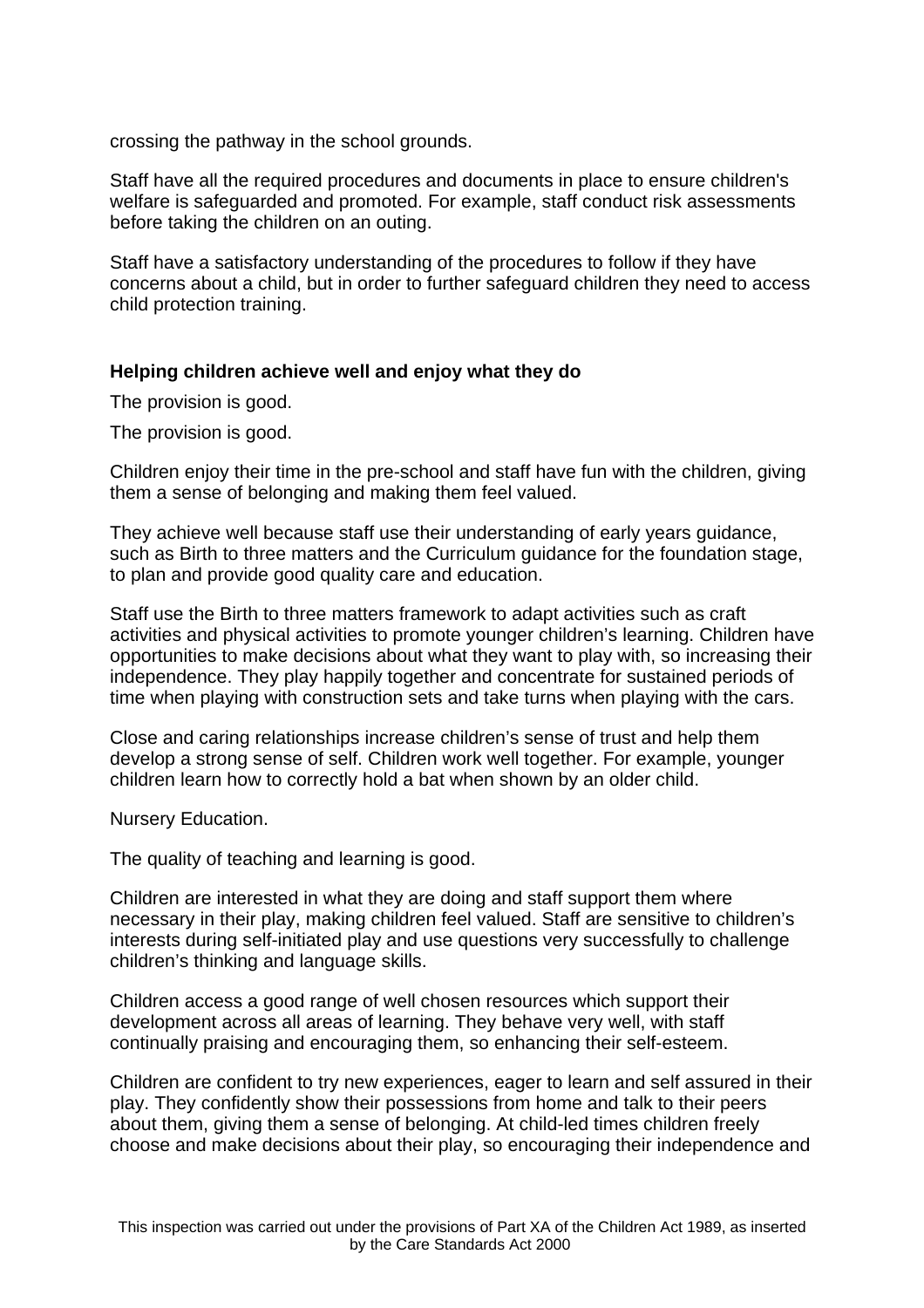crossing the pathway in the school grounds.

Staff have all the required procedures and documents in place to ensure children's welfare is safeguarded and promoted. For example, staff conduct risk assessments before taking the children on an outing.

Staff have a satisfactory understanding of the procedures to follow if they have concerns about a child, but in order to further safeguard children they need to access child protection training.

### Helping children achieve well and enjoy what they do

The provision is good.

The provision is good.

Children enjoy their time in the pre-school and staff have fun with the children, giving them a sense of belonging and making them feel valued.

They achieve well because staff use their understanding of early years guidance, such as Birth to three matters and the Curriculum guidance for the foundation stage, to plan and provide good quality care and education.

Staff use the Birth to three matters framework to adapt activities such as craft activities and physical activities to promote younger children's learning. Children have opportunities to make decisions about what they want to play with, so increasing their independence. They play happily together and concentrate for sustained periods of time when playing with construction sets and take turns when playing with the cars.

Close and caring relationships increase children's sense of trust and help them develop a strong sense of self. Children work well together. For example, younger children learn how to correctly hold a bat when shown by an older child.

Nursery Education.

The quality of teaching and learning is good.

Children are interested in what they are doing and staff support them where necessary in their play, making children feel valued. Staff are sensitive to children's interests during self-initiated play and use questions very successfully to challenge children's thinking and language skills.

Children access a good range of well chosen resources which support their development across all areas of learning. They behave very well, with staff continually praising and encouraging them, so enhancing their self-esteem.

Children are confident to try new experiences, eager to learn and self assured in their play. They confidently show their possessions from home and talk to their peers about them, giving them a sense of belonging. At child-led times children freely choose and make decisions about their play, so encouraging their independence and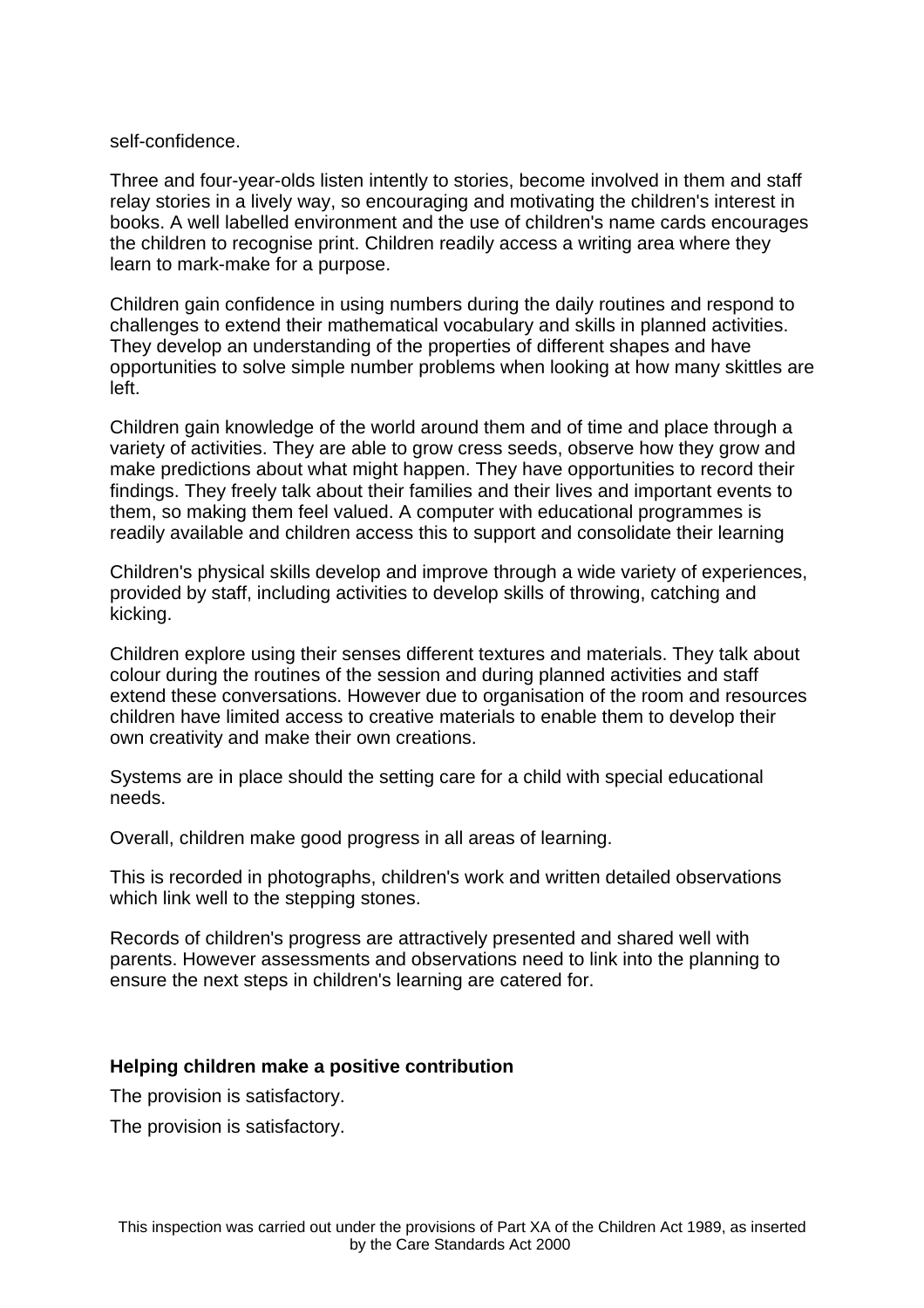self-confidence.

Three and four-year-olds listen intently to stories, become involved in them and staff relay stories in a lively way, so encouraging and motivating the children's interest in books. A well labelled environment and the use of children's name cards encourages the children to recognise print. Children readily access a writing area where they learn to mark-make for a purpose.

Children gain confidence in using numbers during the daily routines and respond to challenges to extend their mathematical vocabulary and skills in planned activities. They develop an understanding of the properties of different shapes and have opportunities to solve simple number problems when looking at how many skittles are left.

Children gain knowledge of the world around them and of time and place through a variety of activities. They are able to grow cress seeds, observe how they grow and make predictions about what might happen. They have opportunities to record their findings. They freely talk about their families and their lives and important events to them, so making them feel valued. A computer with educational programmes is readily available and children access this to support and consolidate their learning

Children's physical skills develop and improve through a wide variety of experiences, provided by staff, including activities to develop skills of throwing, catching and kicking.

Children explore using their senses different textures and materials. They talk about colour during the routines of the session and during planned activities and staff extend these conversations. However due to organisation of the room and resources children have limited access to creative materials to enable them to develop their own creativity and make their own creations.

Systems are in place should the setting care for a child with special educational needs.

Overall, children make good progress in all areas of learning.

This is recorded in photographs, children's work and written detailed observations which link well to the stepping stones.

Records of children's progress are attractively presented and shared well with parents. However assessments and observations need to link into the planning to ensure the next steps in children's learning are catered for.

### Helping children make a positive contribution

The provision is satisfactory.

The provision is satisfactory.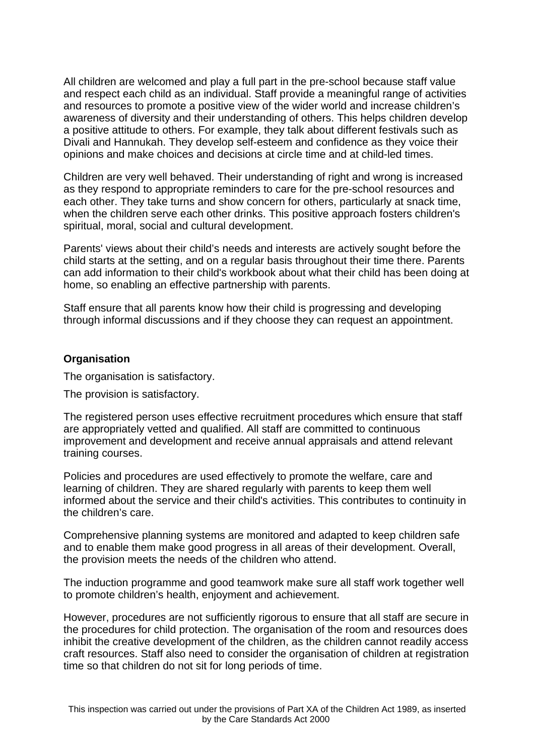All children are welcomed and play a full part in the pre-school because staff value and respect each child as an individual. Staff provide a meaningful range of activities and resources to promote a positive view of the wider world and increase children's awareness of diversity and their understanding of others. This helps children develop a positive attitude to others. For example, they talk about different festivals such as Divali and Hannukah. They develop self-esteem and confidence as they voice their opinions and make choices and decisions at circle time and at child-led times.

Children are very well behaved. Their understanding of right and wrong is increased as they respond to appropriate reminders to care for the pre-school resources and each other. They take turns and show concern for others, particularly at snack time, when the children serve each other drinks. This positive approach fosters children's spiritual, moral, social and cultural development.

Parents' views about their child's needs and interests are actively sought before the child starts at the setting, and on a regular basis throughout their time there. Parents can add information to their child's workbook about what their child has been doing at home, so enabling an effective partnership with parents.

Staff ensure that all parents know how their child is progressing and developing through informal discussions and if they choose they can request an appointment.

**Organisation**

The organisation is satisfactory.

The provision is satisfactory.

The registered person uses effective recruitment procedures which ensure that staff are appropriately vetted and qualified. All staff are committed to continuous improvement and development and receive annual appraisals and attend relevant training courses.

Policies and procedures are used effectively to promote the welfare, care and learning of children. They are shared regularly with parents to keep them well informed about the service and their child's activities. This contributes to continuity in the children's care.

Comprehensive planning systems are monitored and adapted to keep children safe and to enable them make good progress in all areas of their development. Overall, the provision meets the needs of the children who attend.

The induction programme and good teamwork make sure all staff work together well to promote children's health, enjoyment and achievement.

However, procedures are not sufficiently rigorous to ensure that all staff are secure in the procedures for child protection. The organisation of the room and resources does inhibit the creative development of the children, as the children cannot readily access craft resources. Staff also need to consider the organisation of children at registration time so that children do not sit for long periods of time.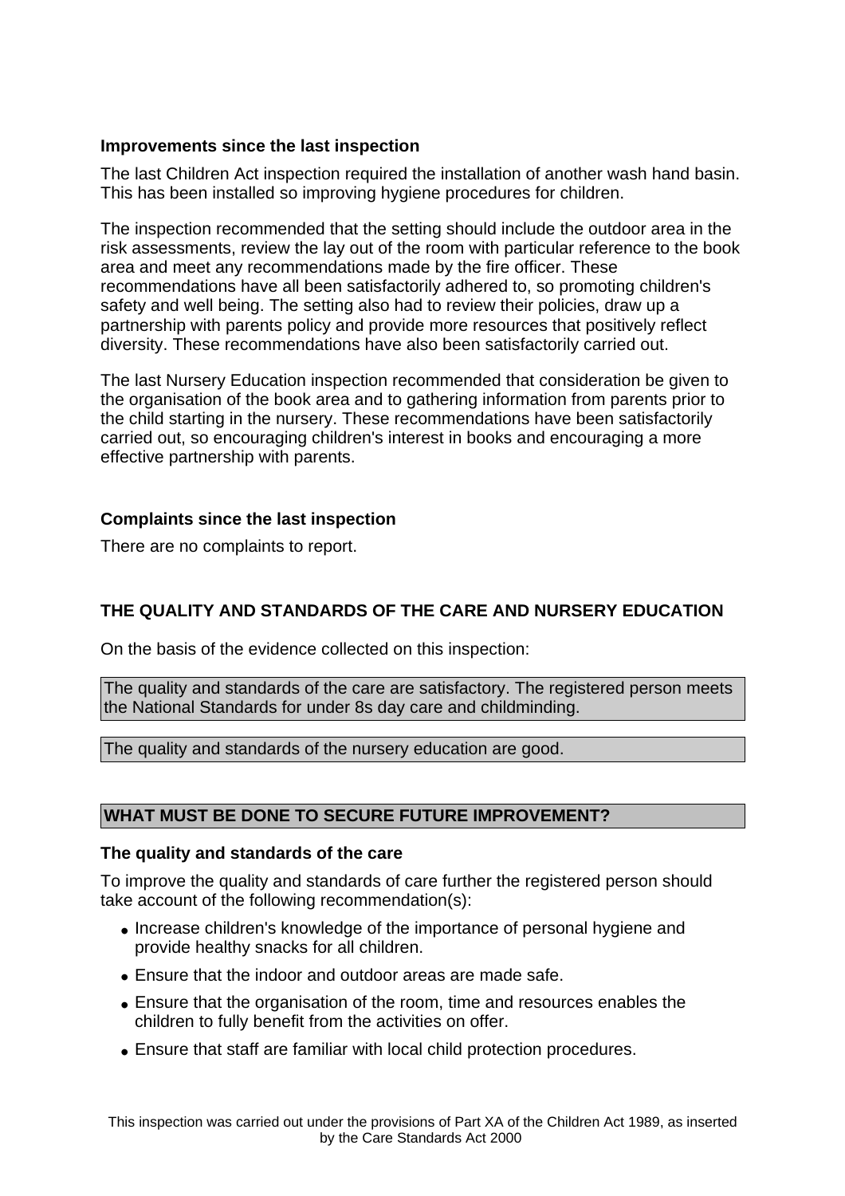### Improvements since the last inspection

The last Children Act inspection required the installation of another wash hand basin. This has been installed so improving hygiene procedures for children.

The inspection recommended that the setting should include the outdoor area in the risk assessments, review the lay out of the room with particular reference to the book area and meet any recommendations made by the fire officer. These recommendations have all been satisfactorily adhered to, so promoting children's safety and well being. The setting also had to review their policies, draw up a partnership with parents policy and provide more resources that positively reflect diversity. These recommendations have also been satisfactorily carried out.

The last Nursery Education inspection recommended that consideration be given to the organisation of the book area and to gathering information from parents prior to the child starting in the nursery. These recommendations have been satisfactorily carried out, so encouraging children's interest in books and encouraging a more effective partnership with parents.

### Complaints since the last inspection

There are no complaints to report.

## THE QUALITY AND STANDARDS OF THE CARE AND NURSERY EDUCATION

On the basis of the evidence collected on this inspection:

The quality and standards of the care are satisfactory. The registered person meets the National Standards for under 8s day care and childminding.

The quality and standards of the nursery education are good.

## WHAT MUST BE DONE TO SECURE FUTURE IMPROVEMENT?

### The quality and standards of the care

To improve the quality and standards of care further the registered person should take account of the following recommendation(s):

- Increase children's knowledge of the importance of personal hygiene and provide healthy snacks for all children.
- Ensure that the indoor and outdoor areas are made safe.
- Ensure that the organisation of the room, time and resources enables the children to fully benefit from the activities on offer.
- Ensure that staff are familiar with local child protection procedures.

This inspection was carried out under the provisions of Part XA of the Children Act 1989, as inserted by the Care Standards Act 2000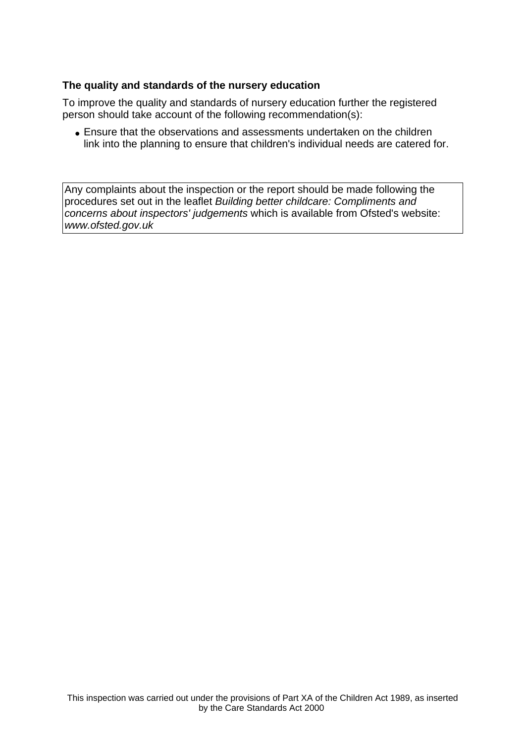### The quality and standards of the nursery education

To improve the quality and standards of nursery education further the registered person should take account of the following recommendation(s):

- Ensure that the observations and assessments undertaken on the children link into the planning to ensure that children's individual needs are catered for.

Any complaints about the inspection or the report should be made following the procedures set out in the leaflet *Building better childcare: Compliments and concerns about inspectors' judgements* which is available from Ofsted's website: *www.ofsted.gov.uk*

This inspection was carried out under the provisions of Part XA of the Children Act 1989, as inserted by the Care Standards Act 2000